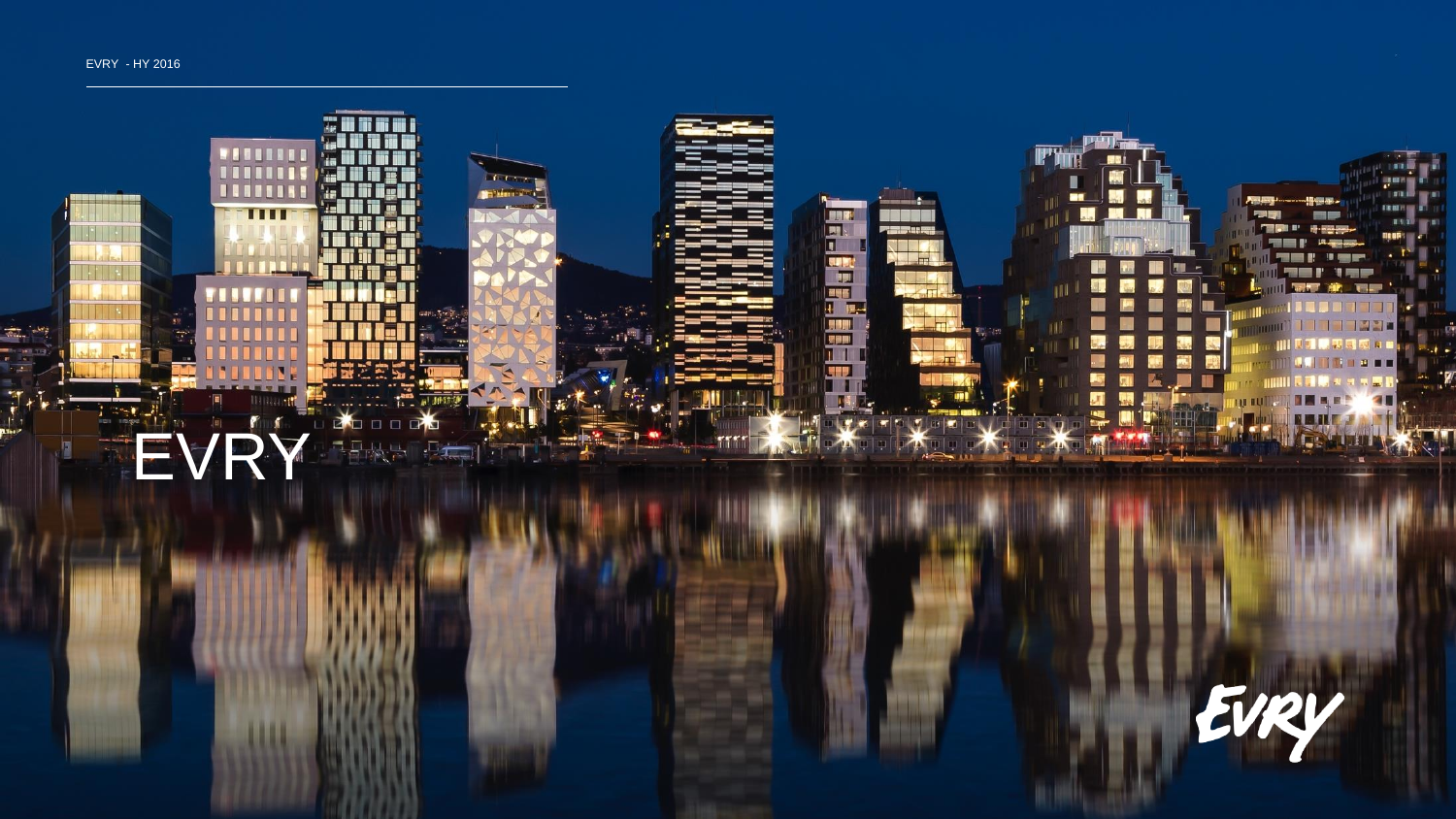EVRY - HY 2016

# EVRY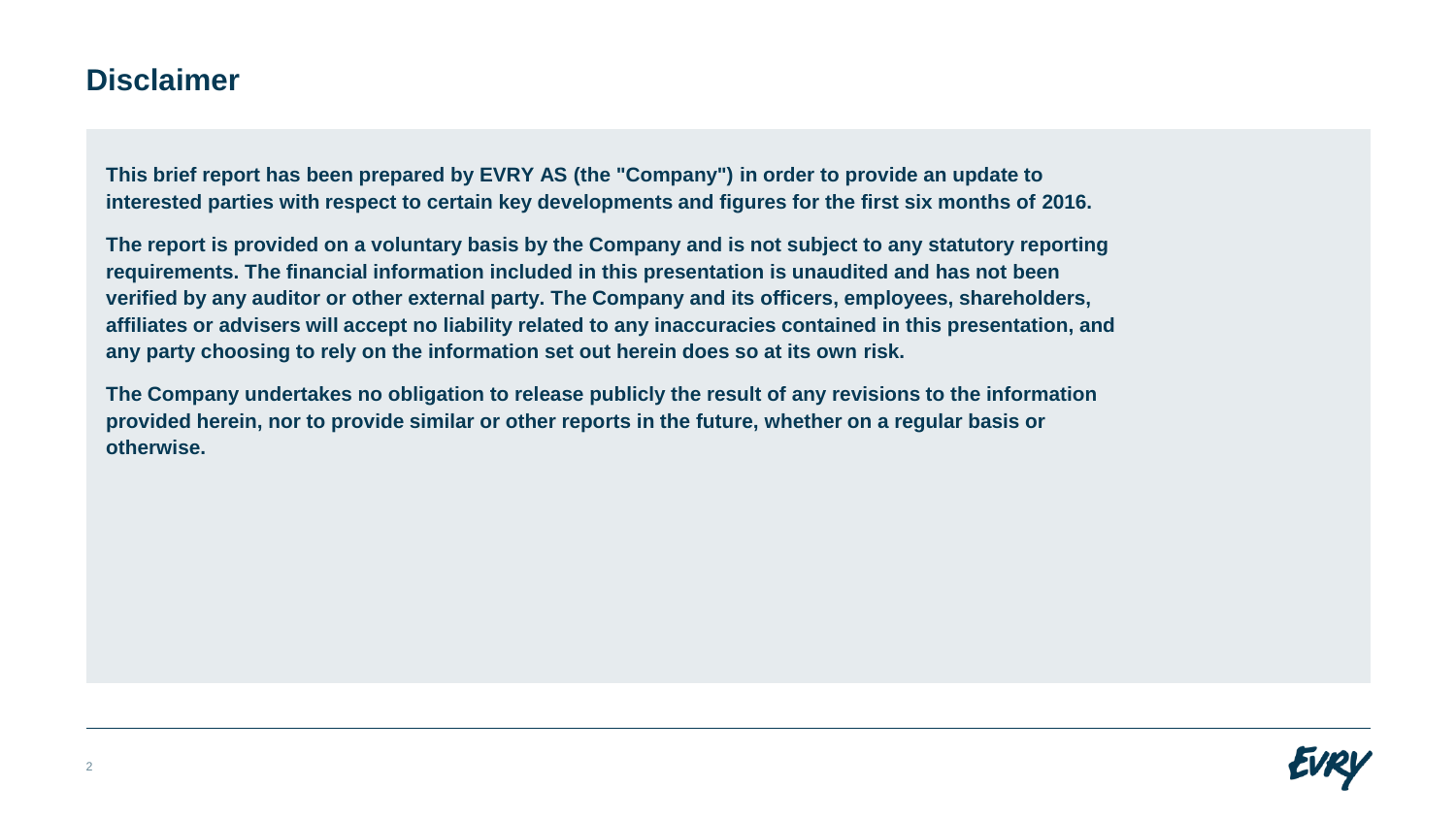# Disclaimer

**This brief report has been prepared by EVRY AS (the "Company") in order to provide an update to interested parties with respect to certain key developments and figures for the first six months of 2016.**

**The report is provided on a voluntary basis by the Company and is not subject to any statutory reporting requirements. The financial information included in this presentation is unaudited and has not been verified by any auditor or other external party. The Company and its officers, employees, shareholders, affiliates or advisers will accept no liability related to any inaccuracies contained in this presentation, and any party choosing to rely on the information set out herein does so at its own risk.**

**The Company undertakes no obligation to release publicly the result of any revisions to the information provided herein, nor to provide similar or other reports in the future, whether on a regular basis or otherwise.**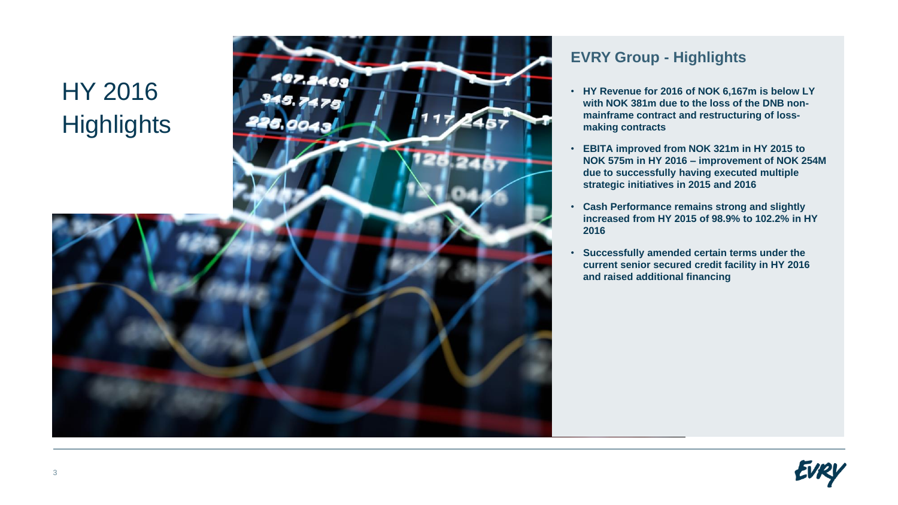# HY 2016 Highlights

## EVRY Group - Highlights

- **HY Revenue for 2016 of NOK 6,167m is below LY with NOK 381m due to the loss of the DNB non-mainframe contract and restructuring of loss-making contracts**
- **EBITA improved from NOK 321m in HY 2015 to NOK 575m in HY 2016 – improvement of NOK 254M due to successfully having executed multiple strategic initiatives in 2015 and 2016**
- **Cash Performance remains strong and slightly increased from HY 2015 of 98.9% to 102.2% in HY 2016**
- **Successfully amended certain terms under the current senior secured credit facility in HY 2016 and raised additional financing**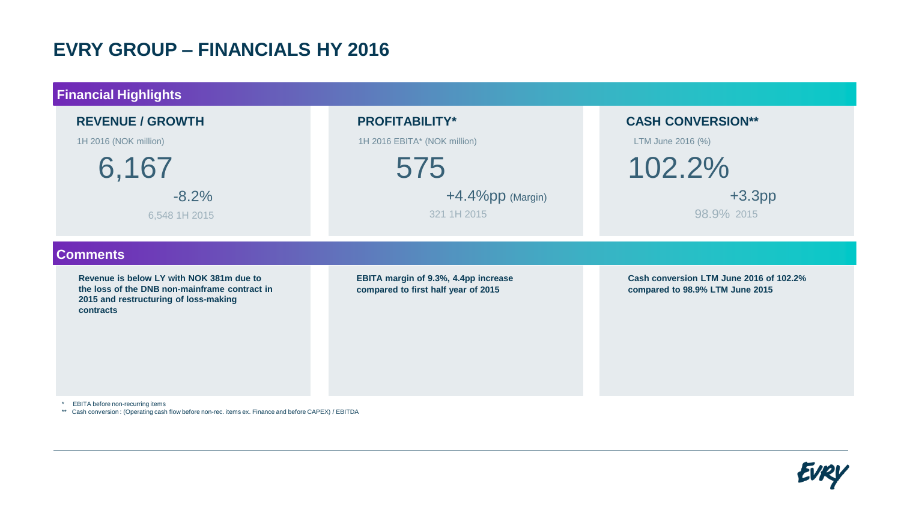# EVRY GROUP – FINANCIALS HY 2016

## Financial Highlights

### REVENUE / GROWTH

1H 2016 (NOK million)

6,167

-8.2%

6,548 1H 2015

### PROFITABILITY*

1H 2016 EBITA* (NOK million)

575

+4.4%pp (Margin)

321 1H 2015

### CASH CONVERSION**

LTM June 2016 (%)

102.2%

+3.3pp

98.9% 2015

## Comments

**Revenue is below LY with NOK 381m due to the loss of the DNB non-mainframe contract in 2015 and restructuring of loss-making contracts**

**EBITA margin of 9.3%, 4.4pp increase compared to first half year of 2015**

**Cash conversion LTM June 2016 of 102.2% compared to 98.9% LTM June 2015**

\* EBITA before non-recurring items

\*\* Cash conversion : (Operating cash flow before non-rec. items ex. Finance and before CAPEX) / EBITDA